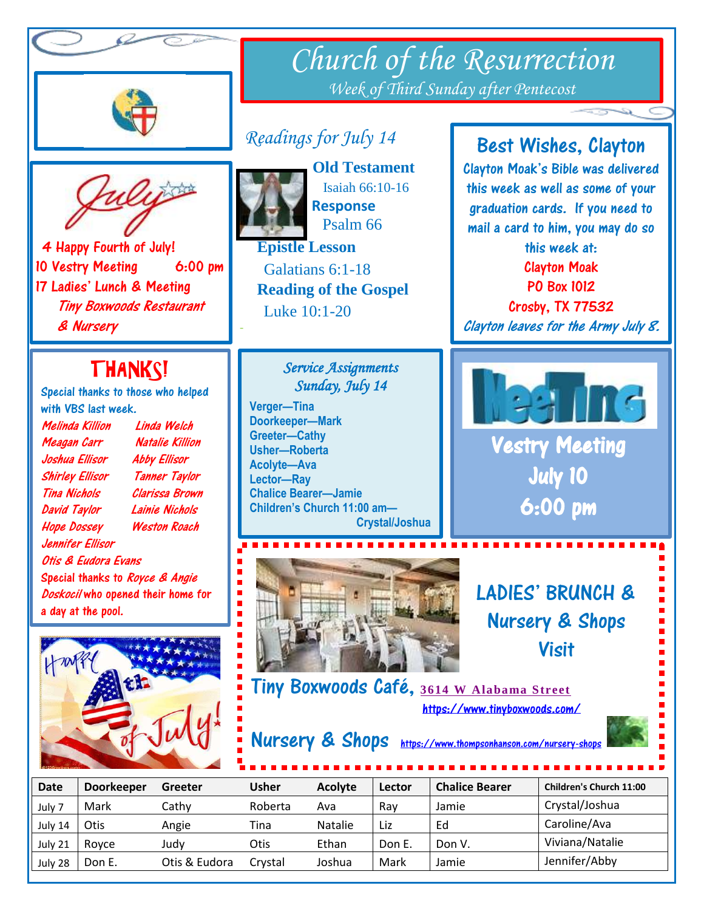# Church of the Resurrection

*Week of Third Sunday after Pentecost*

## July

- 4 Happy Fourth of July!
- 10 Vestry Meeting 6:00 pm
- 17 Ladies' Lunch & Meeting
  *Tiny Boxwoods Restaurant & Nursery*

## Readings for July 14

**Old Testament**
Isaiah 66:10-16

**Response**
Psalm 66

**Epistle Lesson**
Galatians 6:1-18

**Reading of the Gospel**
Luke 10:1-20

## Best Wishes, Clayton

Clayton Moak's Bible was delivered this week as well as some of your graduation cards. If you need to mail a card to him, you may do so this week at:

Clayton Moak
PO Box 1012
Crosby, TX 77532

*Clayton leaves for the Army July 8.*

## THANKS!

Special thanks to those who helped with VBS last week.

*Melinda Killion, Linda Welch, Meagan Carr, Natalie Killion, Joshua Ellisor, Abby Ellisor, Shirley Ellisor, Tanner Taylor, Tina Nichols, Clarissa Brown, David Taylor, Lainie Nichols, Hope Dossey, Weston Roach, Jennifer Ellisor, Otis & Eudora Evans*

Special thanks to *Royce & Angie Doskocil* who opened their home for a day at the pool.

## Service Assignments
### Sunday, July 14

- Verger—Tina
- Doorkeeper—Mark
- Greeter—Cathy
- Usher—Roberta
- Acolyte—Ava
- Lector—Ray
- Chalice Bearer—Jamie
- Children's Church 11:00 am—Crystal/Joshua

## Meeting

**Vestry Meeting**
**July 10**
**6:00 pm**

## LADIES' BRUNCH & Nursery & Shops Visit

**Tiny Boxwoods Café,** 3614 W Alabama Street
https://www.tinyboxwoods.com/

**Nursery & Shops** https://www.thompsonhanson.com/nursery-shops

Happy 4th of July!

| Date | Doorkeeper | Greeter | Usher | Acolyte | Lector | Chalice Bearer | Children's Church 11:00 |
|---|---|---|---|---|---|---|---|
| July 7 | Mark | Cathy | Roberta | Ava | Ray | Jamie | Crystal/Joshua |
| July 14 | Otis | Angie | Tina | Natalie | Liz | Ed | Caroline/Ava |
| July 21 | Royce | Judy | Otis | Ethan | Don E. | Don V. | Viviana/Natalie |
| July 28 | Don E. | Otis & Eudora | Crystal | Joshua | Mark | Jamie | Jennifer/Abby |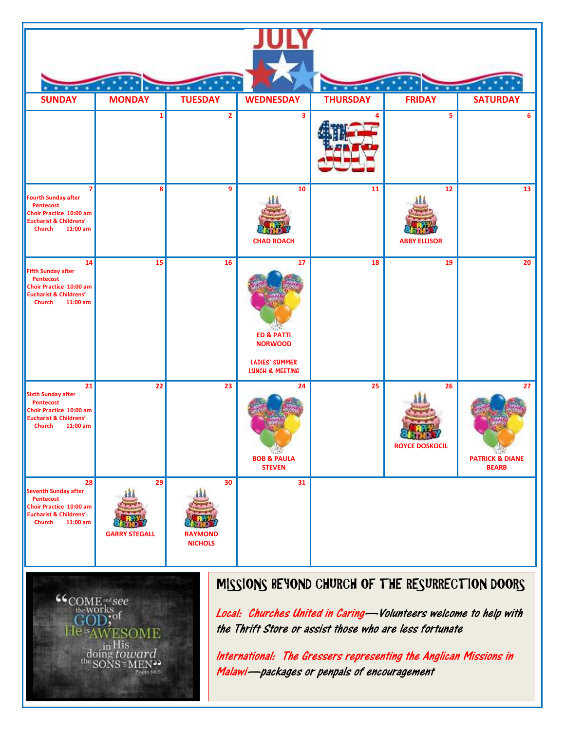# JULY

| SUNDAY | MONDAY | TUESDAY | WEDNESDAY | THURSDAY | FRIDAY | SATURDAY |
|---|---|---|---|---|---|---|
| | 1 | 2 | 3 | 4 4TH OF JULY | 5 | 6 |
| 7 Fourth Sunday after Pentecost Choir Practice 10:00 am Eucharist & Childrens' Church 11:00 am | 8 | 9 | 10 HAPPY BIRTHDAY CHAD ROACH | 11 | 12 HAPPY BIRTHDAY ABBY ELLISOR | 13 |
| 14 Fifth Sunday after Pentecost Choir Practice 10:00 am Eucharist & Childrens' Church 11:00 am | 15 | 16 | 17 ED & PATTI NORWOOD LADIES' SUMMER LUNCH & MEETING | 18 | 19 | 20 |
| 21 Sixth Sunday after Pentecost Choir Practice 10:00 am Eucharist & Childrens' Church 11:00 am | 22 | 23 | 24 BOB & PAULA STEVEN | 25 | 26 HAPPY BIRTHDAY ROYCE DOSKOCIL | 27 PATRICK & DIANE BEARB |
| 28 Seventh Sunday after Pentecost Choir Practice 10:00 am Eucharist & Childrens' Church 11:00 am | 29 HAPPY BIRTHDAY GARRY STEGALL | 30 HAPPY BIRTHDAY RAYMOND NICHOLS | 31 | | | |

"COME and see the works of GOD; He is AWESOME in His doing toward the SONS of MEN" Psalm 66:5

## MISSIONS BEYOND CHURCH OF THE RESURRECTION DOORS

*Local: Churches United in Caring—Volunteers welcome to help with the Thrift Store or assist those who are less fortunate*

*International: The Gressers representing the Anglican Missions in Malawi—packages or penpals of encouragement*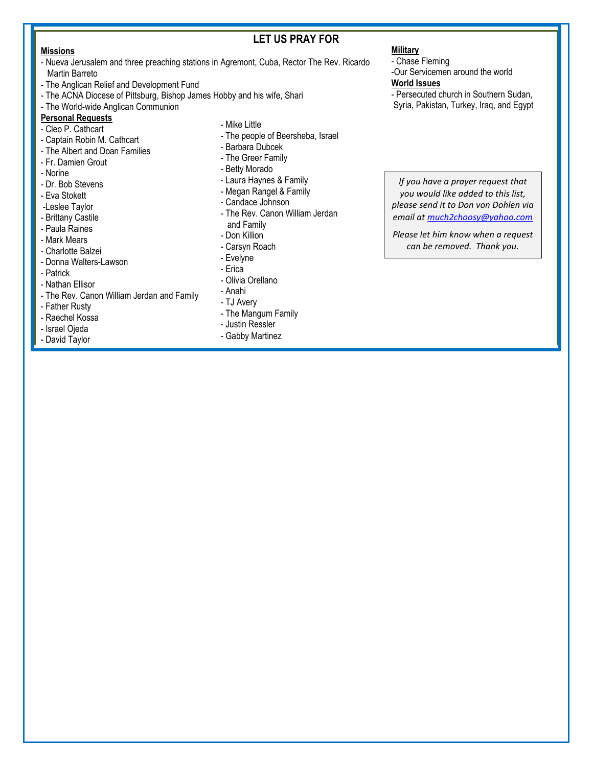## LET US PRAY FOR

**Missions**

- Nueva Jerusalem and three preaching stations in Agremont, Cuba, Rector The Rev. Ricardo Martin Barreto
- The Anglican Relief and Development Fund
- The ACNA Diocese of Pittsburg, Bishop James Hobby and his wife, Shari
- The World-wide Anglican Communion

**Personal Requests**

- Cleo P. Cathcart
- Captain Robin M. Cathcart
- The Albert and Doan Families
- Fr. Damien Grout
- Norine
- Dr. Bob Stevens
- Eva Stokett
- Leslee Taylor
- Brittany Castile
- Paula Raines
- Mark Mears
- Charlotte Balzei
- Donna Walters-Lawson
- Patrick
- Nathan Ellisor
- The Rev. Canon William Jerdan and Family
- Father Rusty
- Raechel Kossa
- Israel Ojeda
- David Taylor
- Mike Little
- The people of Beersheba, Israel
- Barbara Dubcek
- The Greer Family
- Betty Morado
- Laura Haynes & Family
- Megan Rangel & Family
- Candace Johnson
- The Rev. Canon William Jerdan and Family
- Don Killion
- Carsyn Roach
- Evelyne
- Erica
- Olivia Orellano
- Anahi
- TJ Avery
- The Mangum Family
- Justin Ressler
- Gabby Martinez

**Military**

- Chase Fleming
- Our Servicemen around the world

**World Issues**

- Persecuted church in Southern Sudan, Syria, Pakistan, Turkey, Iraq, and Egypt

*If you have a prayer request that you would like added to this list, please send it to Don von Dohlen via email at much2choosy@yahoo.com*

*Please let him know when a request can be removed. Thank you.*